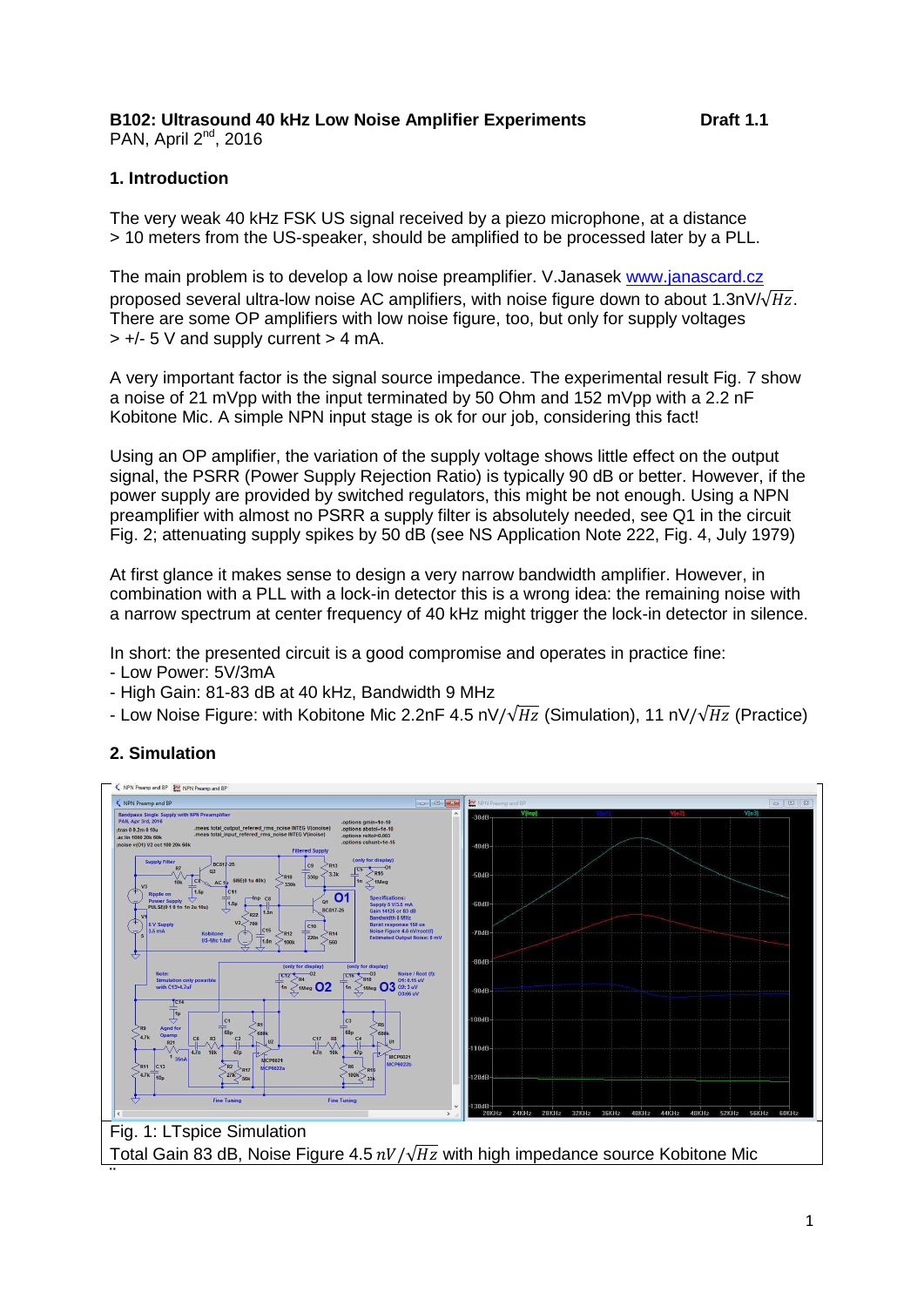**B102: Ultrasound 40 kHz Low Noise Amplifier Experiments** **Draft 1.1**
PAN, April 2[nd], 2016

## 1. Introduction

The very weak 40 kHz FSK US signal received by a piezo microphone, at a distance > 10 meters from the US-speaker, should be amplified to be processed later by a PLL.

The main problem is to develop a low noise preamplifier. V.Janasek www.janascard.cz proposed several ultra-low noise AC amplifiers, with noise figure down to about 1.3nV/$\sqrt{Hz}$. There are some OP amplifiers with low noise figure, too, but only for supply voltages > +/- 5 V and supply current > 4 mA.

A very important factor is the signal source impedance. The experimental result Fig. 7 show a noise of 21 mVpp with the input terminated by 50 Ohm and 152 mVpp with a 2.2 nF Kobitone Mic. A simple NPN input stage is ok for our job, considering this fact!

Using an OP amplifier, the variation of the supply voltage shows little effect on the output signal, the PSRR (Power Supply Rejection Ratio) is typically 90 dB or better. However, if the power supply are provided by switched regulators, this might be not enough. Using a NPN preamplifier with almost no PSRR a supply filter is absolutely needed, see Q1 in the circuit Fig. 2; attenuating supply spikes by 50 dB (see NS Application Note 222, Fig. 4, July 1979)

At first glance it makes sense to design a very narrow bandwidth amplifier. However, in combination with a PLL with a lock-in detector this is a wrong idea: the remaining noise with a narrow spectrum at center frequency of 40 kHz might trigger the lock-in detector in silence.

In short: the presented circuit is a good compromise and operates in practice fine:
- Low Power: 5V/3mA
- High Gain: 81-83 dB at 40 kHz, Bandwidth 9 MHz
- Low Noise Figure: with Kobitone Mic 2.2nF 4.5 nV/$\sqrt{Hz}$ (Simulation), 11 nV/$\sqrt{Hz}$ (Practice)

## 2. Simulation

Fig. 1: LTspice Simulation
Total Gain 83 dB, Noise Figure 4.5 $nV/\sqrt{Hz}$ with high impedance source Kobitone Mic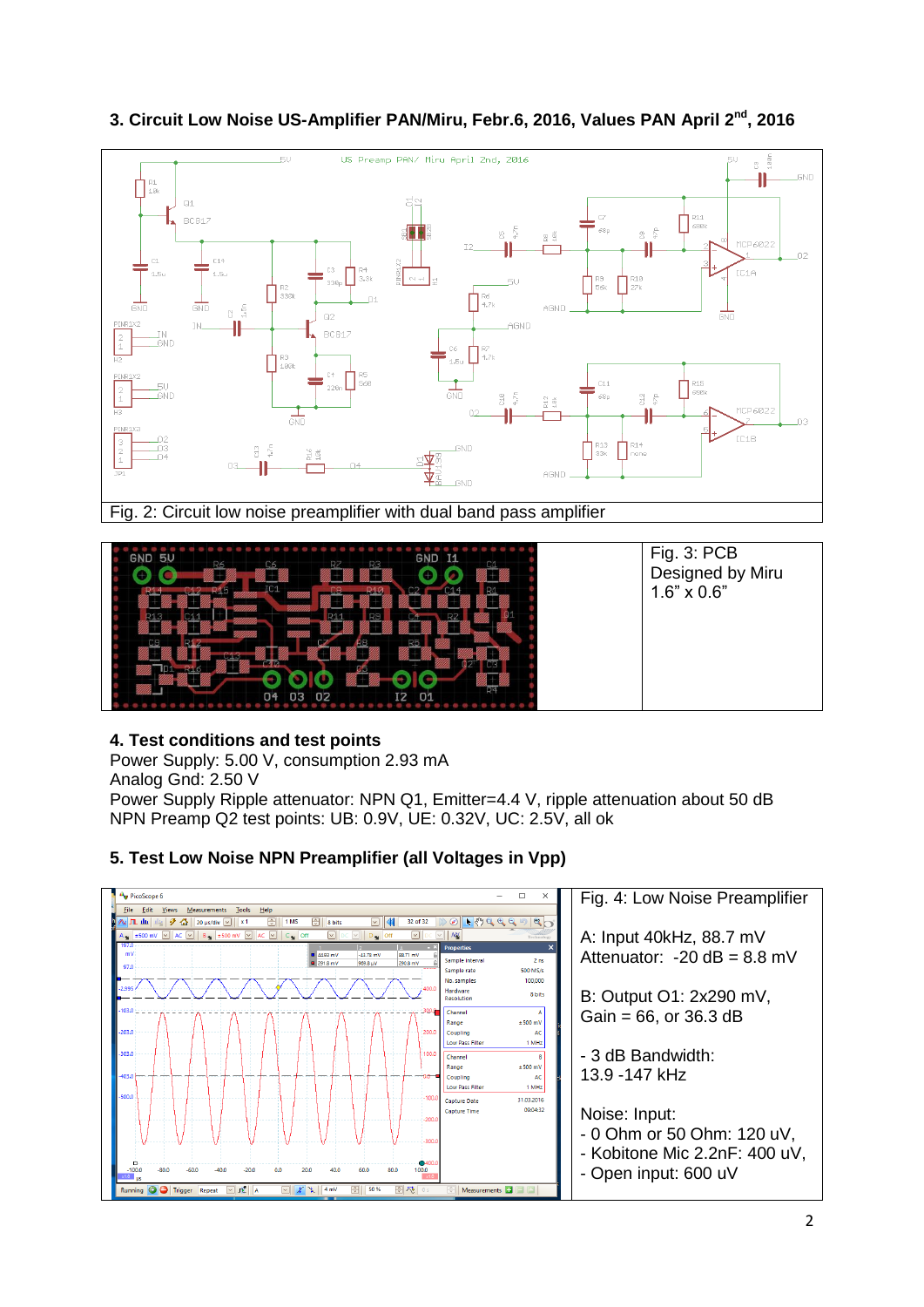## 3. Circuit Low Noise US-Amplifier PAN/Miru, Febr.6, 2016, Values PAN April 2[nd], 2016

Fig. 2: Circuit low noise preamplifier with dual band pass amplifier

Fig. 3: PCB Designed by Miru 1.6” x 0.6”

## 4. Test conditions and test points

Power Supply: 5.00 V, consumption 2.93 mA
Analog Gnd: 2.50 V
Power Supply Ripple attenuator: NPN Q1, Emitter=4.4 V, ripple attenuation about 50 dB
NPN Preamp Q2 test points: UB: 0.9V, UE: 0.32V, UC: 2.5V, all ok

## 5. Test Low Noise NPN Preamplifier (all Voltages in Vpp)

Fig. 4: Low Noise Preamplifier

A: Input 40kHz, 88.7 mV
Attenuator: -20 dB = 8.8 mV

B: Output O1: 2x290 mV,
Gain = 66, or 36.3 dB

- 3 dB Bandwidth:
13.9 -147 kHz

Noise: Input:
- 0 Ohm or 50 Ohm: 120 uV,
- Kobitone Mic 2.2nF: 400 uV,
- Open input: 600 uV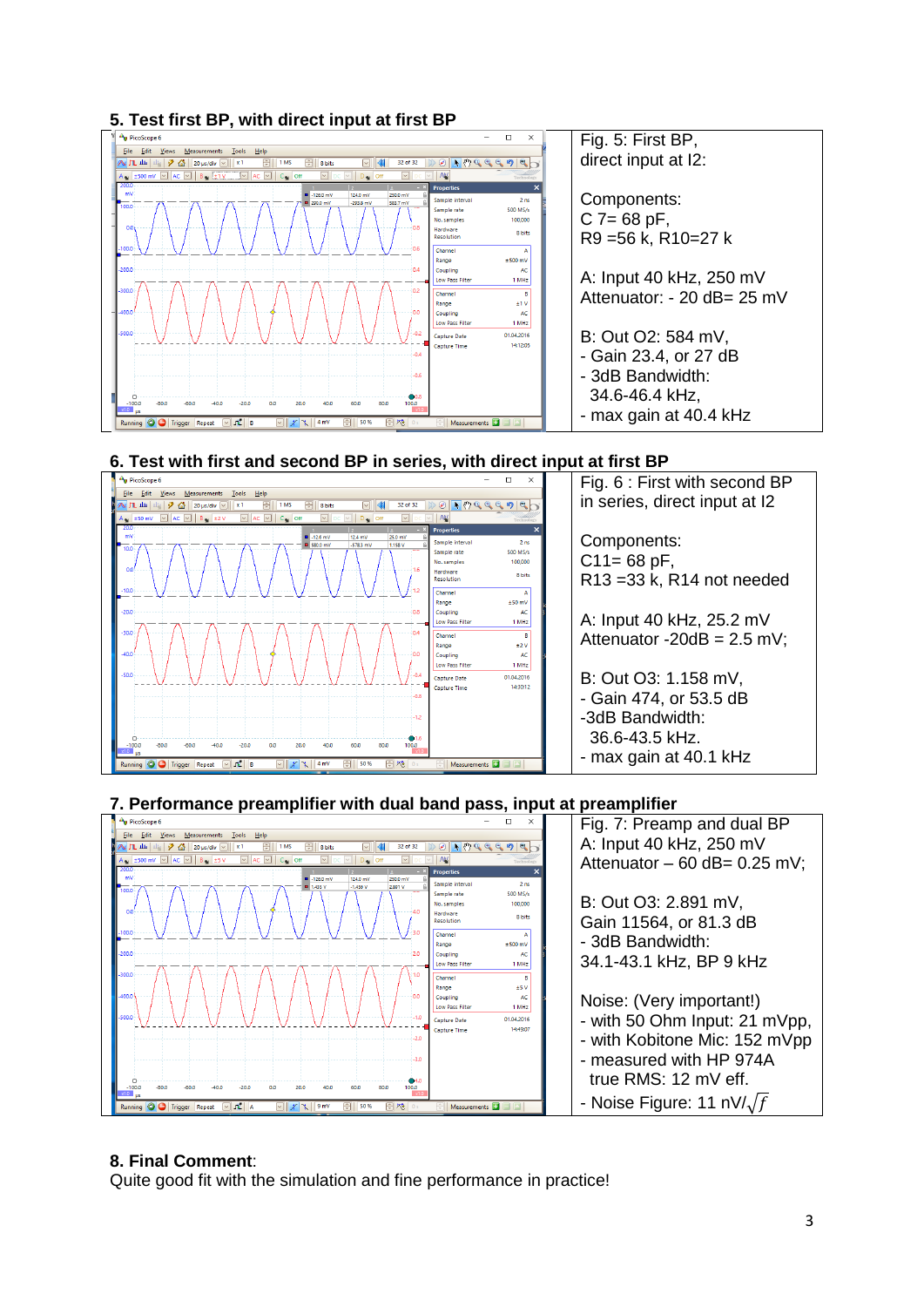## 5. Test first BP, with direct input at first BP

Fig. 5: First BP, direct input at I2:

Components:
C 7= 68 pF,
R9 =56 k, R10=27 k

A: Input 40 kHz, 250 mV
Attenuator: - 20 dB= 25 mV

B: Out O2: 584 mV,
- Gain 23.4, or 27 dB
- 3dB Bandwidth:
  34.6-46.4 kHz,
- max gain at 40.4 kHz

## 6. Test with first and second BP in series, with direct input at first BP

Fig. 6 : First with second BP in series, direct input at I2

Components:
C11= 68 pF,
R13 =33 k, R14 not needed

A: Input 40 kHz, 25.2 mV
Attenuator -20dB = 2.5 mV;

B: Out O3: 1.158 mV,
- Gain 474, or 53.5 dB
-3dB Bandwidth:
  36.6-43.5 kHz.
- max gain at 40.1 kHz

## 7. Performance preamplifier with dual band pass, input at preamplifier

Fig. 7: Preamp and dual BP
A: Input 40 kHz, 250 mV
Attenuator – 60 dB= 0.25 mV;

B: Out O3: 2.891 mV,
Gain 11564, or 81.3 dB
- 3dB Bandwidth:
34.1-43.1 kHz, BP 9 kHz

Noise: (Very important!)
- with 50 Ohm Input: 21 mVpp,
- with Kobitone Mic: 152 mVpp
- measured with HP 974A
  true RMS: 12 mV eff.
- Noise Figure: 11 nV/$\sqrt{f}$

## 8. Final Comment:

Quite good fit with the simulation and fine performance in practice!